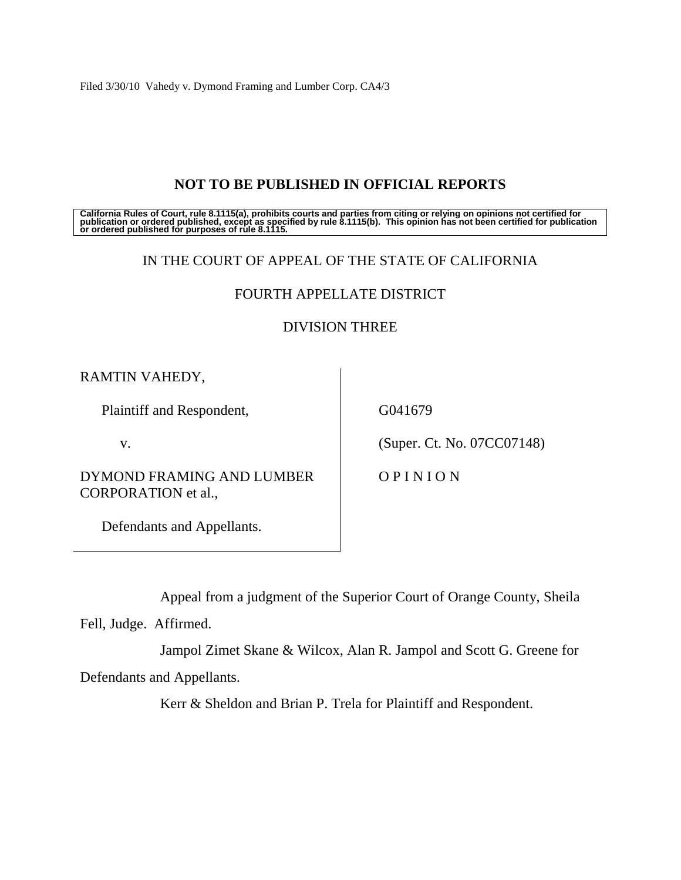Filed 3/30/10 Vahedy v. Dymond Framing and Lumber Corp. CA4/3

**NOT TO BE PUBLISHED IN OFFICIAL REPORTS**

**California Rules of Court, rule 8.1115(a), prohibits courts and parties from citing or relying on opinions not certified for publication or ordered published, except as specified by rule 8.1115(b). This opinion has not been certified for publication or ordered published for purposes of rule 8.1115.**

IN THE COURT OF APPEAL OF THE STATE OF CALIFORNIA

FOURTH APPELLATE DISTRICT

DIVISION THREE

RAMTIN VAHEDY,

Plaintiff and Respondent,

v.

DYMOND FRAMING AND LUMBER CORPORATION et al.,

Defendants and Appellants.

G041679

(Super. Ct. No. 07CC07148)

O P I N I O N

Appeal from a judgment of the Superior Court of Orange County, Sheila Fell, Judge. Affirmed.

Jampol Zimet Skane & Wilcox, Alan R. Jampol and Scott G. Greene for Defendants and Appellants.

Kerr & Sheldon and Brian P. Trela for Plaintiff and Respondent.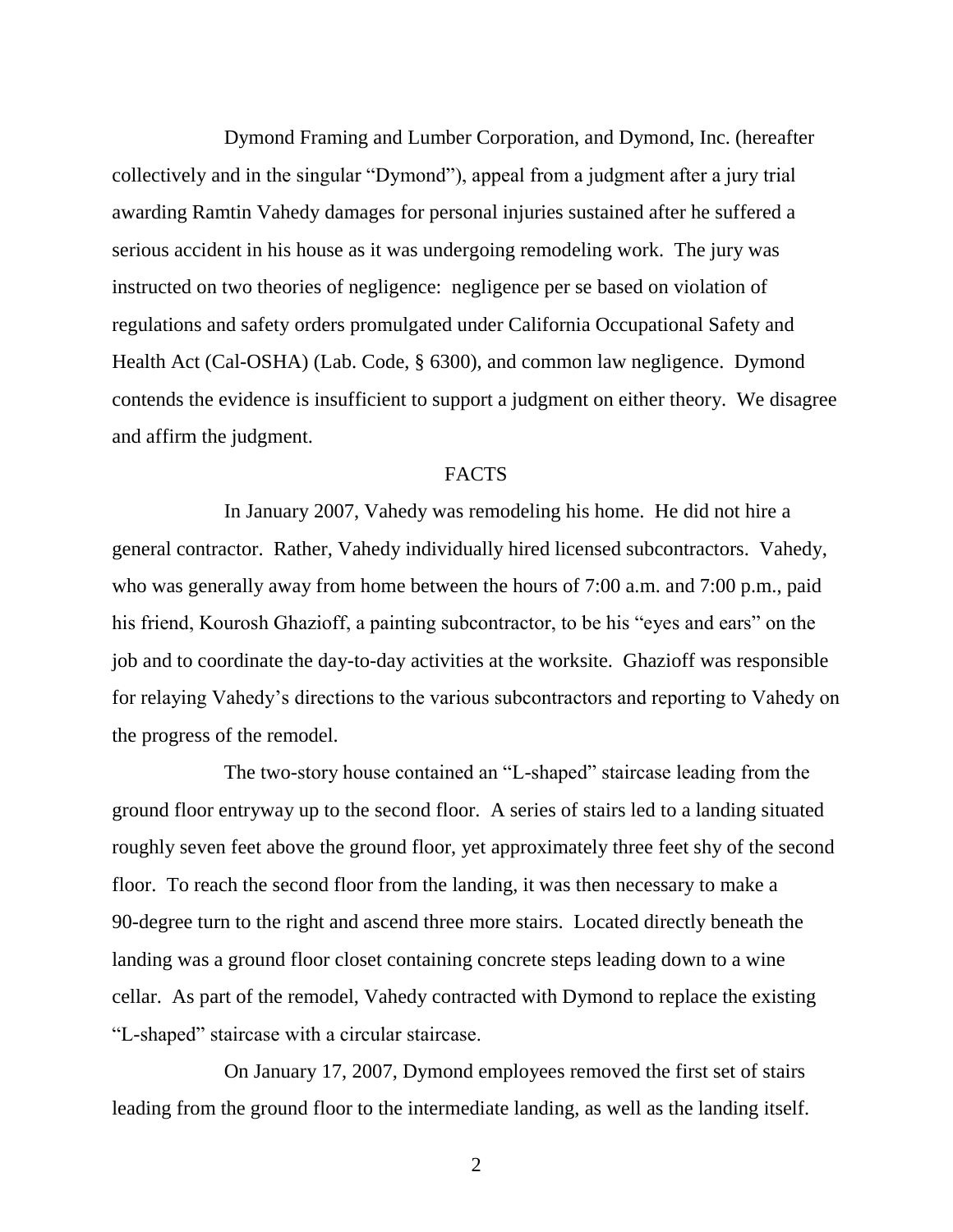Dymond Framing and Lumber Corporation, and Dymond, Inc. (hereafter collectively and in the singular "Dymond"), appeal from a judgment after a jury trial awarding Ramtin Vahedy damages for personal injuries sustained after he suffered a serious accident in his house as it was undergoing remodeling work. The jury was instructed on two theories of negligence: negligence per se based on violation of regulations and safety orders promulgated under California Occupational Safety and Health Act (Cal-OSHA) (Lab. Code, § 6300), and common law negligence. Dymond contends the evidence is insufficient to support a judgment on either theory. We disagree and affirm the judgment.

## FACTS

In January 2007, Vahedy was remodeling his home. He did not hire a general contractor. Rather, Vahedy individually hired licensed subcontractors. Vahedy, who was generally away from home between the hours of 7:00 a.m. and 7:00 p.m., paid his friend, Kourosh Ghazioff, a painting subcontractor, to be his "eyes and ears" on the job and to coordinate the day-to-day activities at the worksite. Ghazioff was responsible for relaying Vahedy's directions to the various subcontractors and reporting to Vahedy on the progress of the remodel.

The two-story house contained an "L-shaped" staircase leading from the ground floor entryway up to the second floor. A series of stairs led to a landing situated roughly seven feet above the ground floor, yet approximately three feet shy of the second floor. To reach the second floor from the landing, it was then necessary to make a 90-degree turn to the right and ascend three more stairs. Located directly beneath the landing was a ground floor closet containing concrete steps leading down to a wine cellar. As part of the remodel, Vahedy contracted with Dymond to replace the existing "L-shaped" staircase with a circular staircase.

On January 17, 2007, Dymond employees removed the first set of stairs leading from the ground floor to the intermediate landing, as well as the landing itself.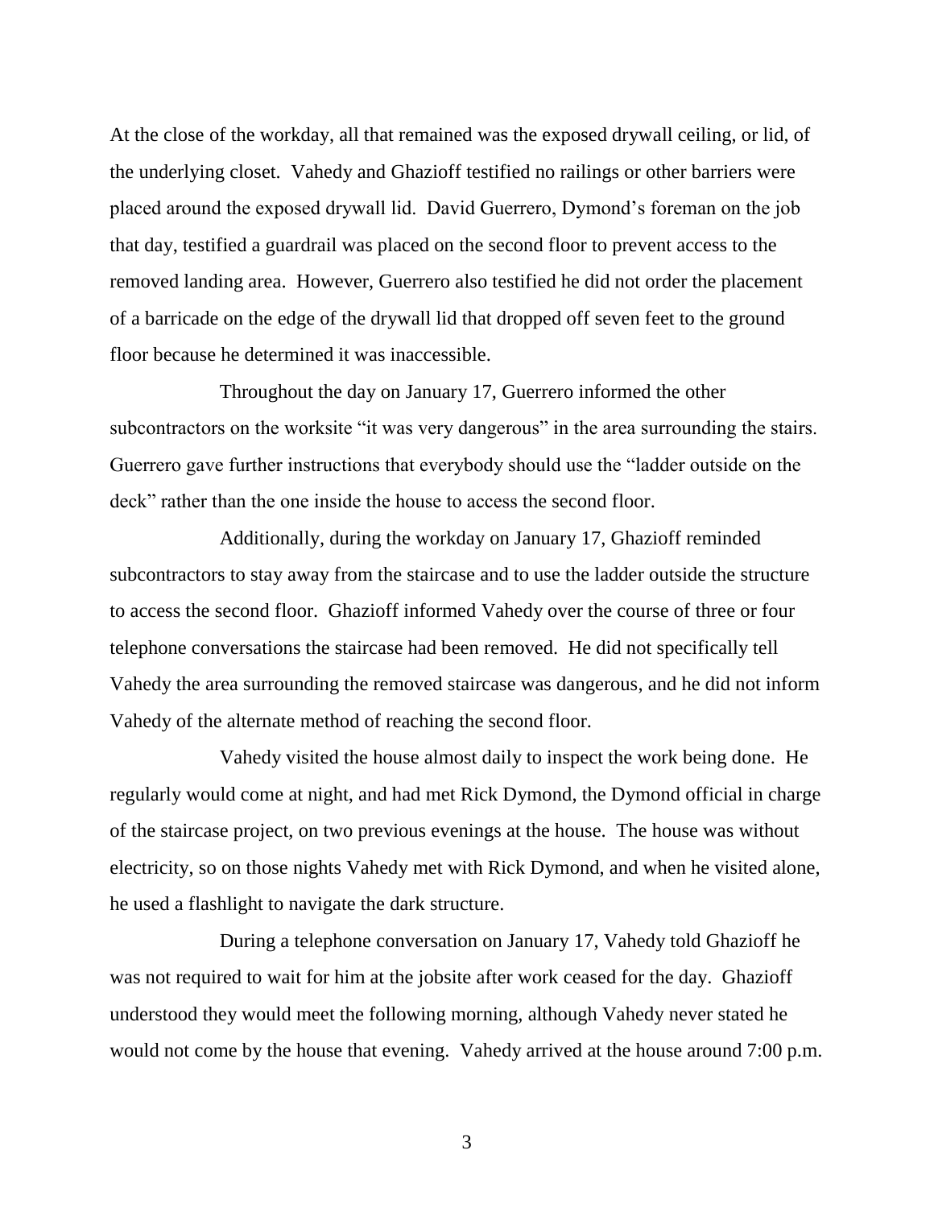At the close of the workday, all that remained was the exposed drywall ceiling, or lid, of the underlying closet. Vahedy and Ghazioff testified no railings or other barriers were placed around the exposed drywall lid. David Guerrero, Dymond's foreman on the job that day, testified a guardrail was placed on the second floor to prevent access to the removed landing area. However, Guerrero also testified he did not order the placement of a barricade on the edge of the drywall lid that dropped off seven feet to the ground floor because he determined it was inaccessible.

Throughout the day on January 17, Guerrero informed the other subcontractors on the worksite "it was very dangerous" in the area surrounding the stairs. Guerrero gave further instructions that everybody should use the "ladder outside on the deck" rather than the one inside the house to access the second floor.

Additionally, during the workday on January 17, Ghazioff reminded subcontractors to stay away from the staircase and to use the ladder outside the structure to access the second floor. Ghazioff informed Vahedy over the course of three or four telephone conversations the staircase had been removed. He did not specifically tell Vahedy the area surrounding the removed staircase was dangerous, and he did not inform Vahedy of the alternate method of reaching the second floor.

Vahedy visited the house almost daily to inspect the work being done. He regularly would come at night, and had met Rick Dymond, the Dymond official in charge of the staircase project, on two previous evenings at the house. The house was without electricity, so on those nights Vahedy met with Rick Dymond, and when he visited alone, he used a flashlight to navigate the dark structure.

During a telephone conversation on January 17, Vahedy told Ghazioff he was not required to wait for him at the jobsite after work ceased for the day. Ghazioff understood they would meet the following morning, although Vahedy never stated he would not come by the house that evening. Vahedy arrived at the house around 7:00 p.m.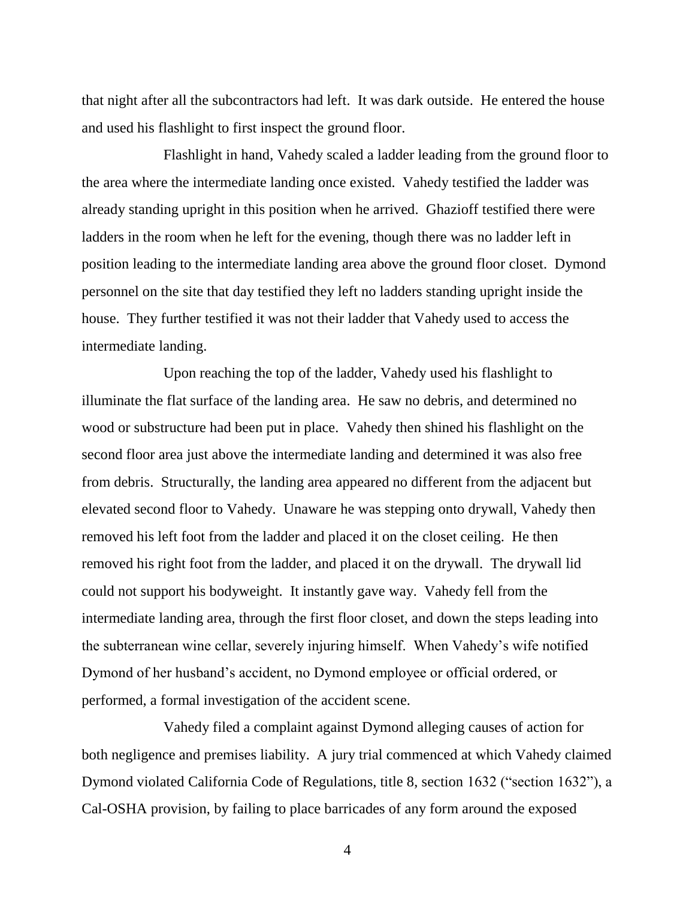that night after all the subcontractors had left. It was dark outside. He entered the house and used his flashlight to first inspect the ground floor.

Flashlight in hand, Vahedy scaled a ladder leading from the ground floor to the area where the intermediate landing once existed. Vahedy testified the ladder was already standing upright in this position when he arrived. Ghazioff testified there were ladders in the room when he left for the evening, though there was no ladder left in position leading to the intermediate landing area above the ground floor closet. Dymond personnel on the site that day testified they left no ladders standing upright inside the house. They further testified it was not their ladder that Vahedy used to access the intermediate landing.

Upon reaching the top of the ladder, Vahedy used his flashlight to illuminate the flat surface of the landing area. He saw no debris, and determined no wood or substructure had been put in place. Vahedy then shined his flashlight on the second floor area just above the intermediate landing and determined it was also free from debris. Structurally, the landing area appeared no different from the adjacent but elevated second floor to Vahedy. Unaware he was stepping onto drywall, Vahedy then removed his left foot from the ladder and placed it on the closet ceiling. He then removed his right foot from the ladder, and placed it on the drywall. The drywall lid could not support his bodyweight. It instantly gave way. Vahedy fell from the intermediate landing area, through the first floor closet, and down the steps leading into the subterranean wine cellar, severely injuring himself. When Vahedy's wife notified Dymond of her husband's accident, no Dymond employee or official ordered, or performed, a formal investigation of the accident scene.

Vahedy filed a complaint against Dymond alleging causes of action for both negligence and premises liability. A jury trial commenced at which Vahedy claimed Dymond violated California Code of Regulations, title 8, section 1632 ("section 1632"), a Cal-OSHA provision, by failing to place barricades of any form around the exposed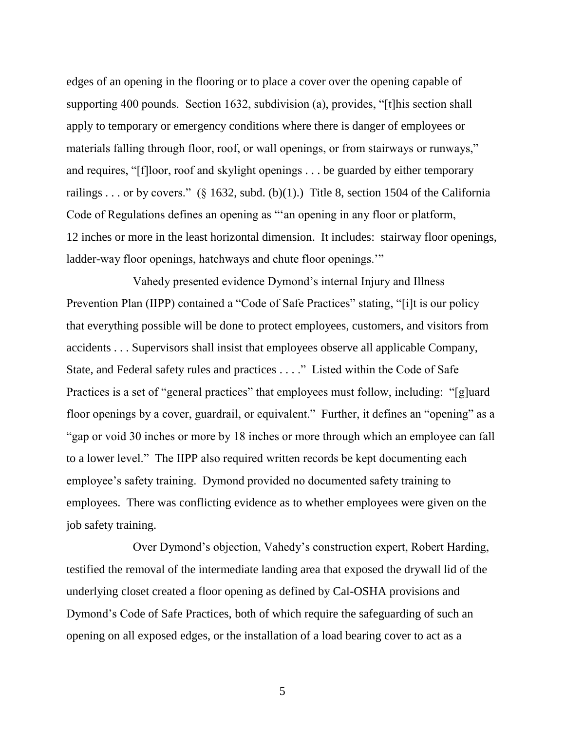edges of an opening in the flooring or to place a cover over the opening capable of supporting 400 pounds. Section 1632, subdivision (a), provides, "[t]his section shall apply to temporary or emergency conditions where there is danger of employees or materials falling through floor, roof, or wall openings, or from stairways or runways," and requires, "[f]loor, roof and skylight openings . . . be guarded by either temporary railings . . . or by covers." (§ 1632, subd. (b)(1).) Title 8, section 1504 of the California Code of Regulations defines an opening as "'an opening in any floor or platform, 12 inches or more in the least horizontal dimension. It includes: stairway floor openings, ladder-way floor openings, hatchways and chute floor openings.'"

Vahedy presented evidence Dymond's internal Injury and Illness Prevention Plan (IIPP) contained a "Code of Safe Practices" stating, "[i]t is our policy that everything possible will be done to protect employees, customers, and visitors from accidents . . . Supervisors shall insist that employees observe all applicable Company, State, and Federal safety rules and practices . . . ." Listed within the Code of Safe Practices is a set of "general practices" that employees must follow, including: "[g]uard floor openings by a cover, guardrail, or equivalent." Further, it defines an "opening" as a "gap or void 30 inches or more by 18 inches or more through which an employee can fall to a lower level." The IIPP also required written records be kept documenting each employee's safety training. Dymond provided no documented safety training to employees. There was conflicting evidence as to whether employees were given on the job safety training.

Over Dymond's objection, Vahedy's construction expert, Robert Harding, testified the removal of the intermediate landing area that exposed the drywall lid of the underlying closet created a floor opening as defined by Cal-OSHA provisions and Dymond's Code of Safe Practices, both of which require the safeguarding of such an opening on all exposed edges, or the installation of a load bearing cover to act as a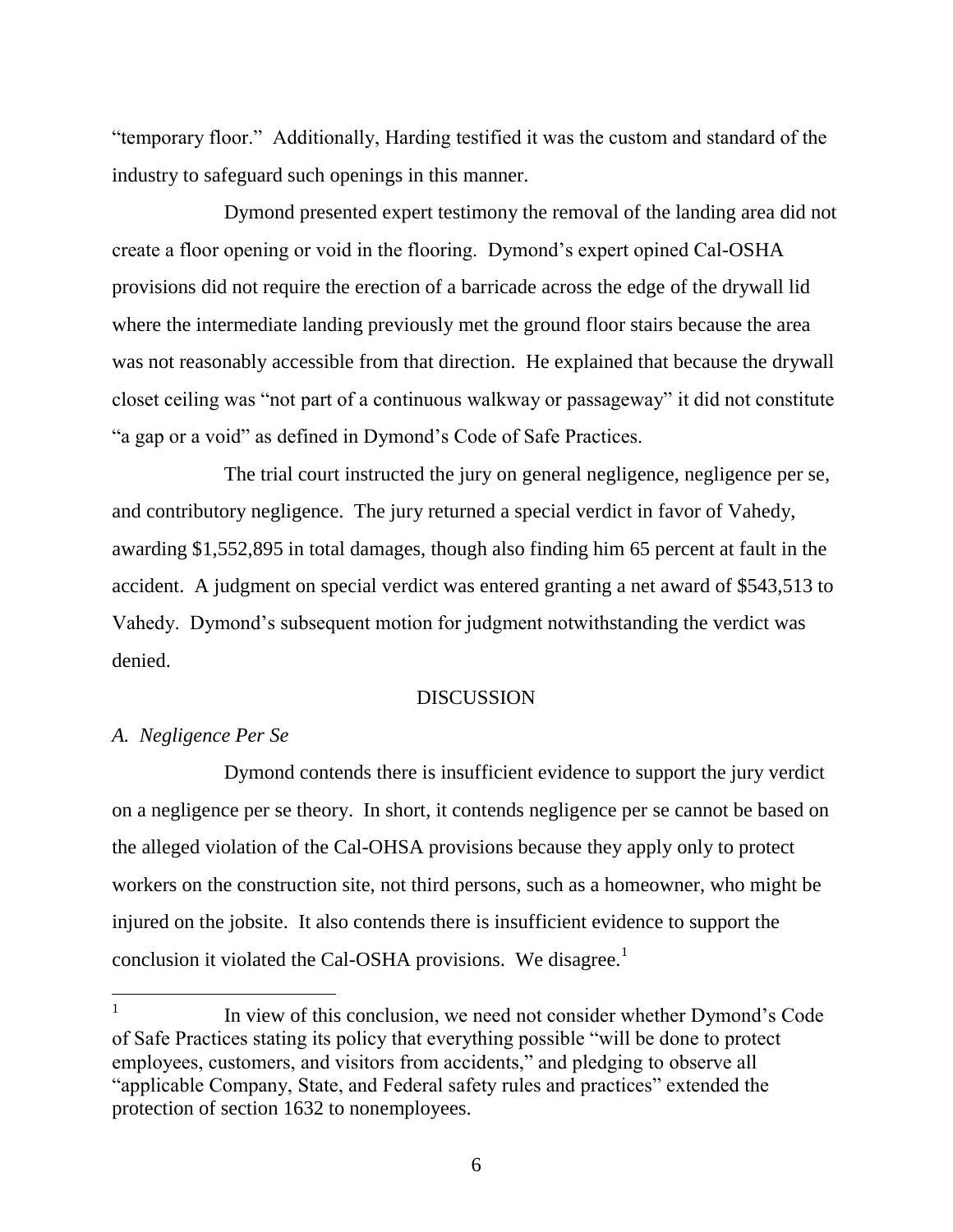"temporary floor." Additionally, Harding testified it was the custom and standard of the industry to safeguard such openings in this manner.

Dymond presented expert testimony the removal of the landing area did not create a floor opening or void in the flooring. Dymond's expert opined Cal-OSHA provisions did not require the erection of a barricade across the edge of the drywall lid where the intermediate landing previously met the ground floor stairs because the area was not reasonably accessible from that direction. He explained that because the drywall closet ceiling was "not part of a continuous walkway or passageway" it did not constitute "a gap or a void" as defined in Dymond's Code of Safe Practices.

The trial court instructed the jury on general negligence, negligence per se, and contributory negligence. The jury returned a special verdict in favor of Vahedy, awarding $1,552,895 in total damages, though also finding him 65 percent at fault in the accident. A judgment on special verdict was entered granting a net award of $543,513 to Vahedy. Dymond's subsequent motion for judgment notwithstanding the verdict was denied.

## DISCUSSION

### *A. Negligence Per Se*

Dymond contends there is insufficient evidence to support the jury verdict on a negligence per se theory. In short, it contends negligence per se cannot be based on the alleged violation of the Cal-OHSA provisions because they apply only to protect workers on the construction site, not third persons, such as a homeowner, who might be injured on the jobsite. It also contends there is insufficient evidence to support the conclusion it violated the Cal-OSHA provisions. We disagree.[1]

---

[1] In view of this conclusion, we need not consider whether Dymond's Code of Safe Practices stating its policy that everything possible "will be done to protect employees, customers, and visitors from accidents," and pledging to observe all "applicable Company, State, and Federal safety rules and practices" extended the protection of section 1632 to nonemployees.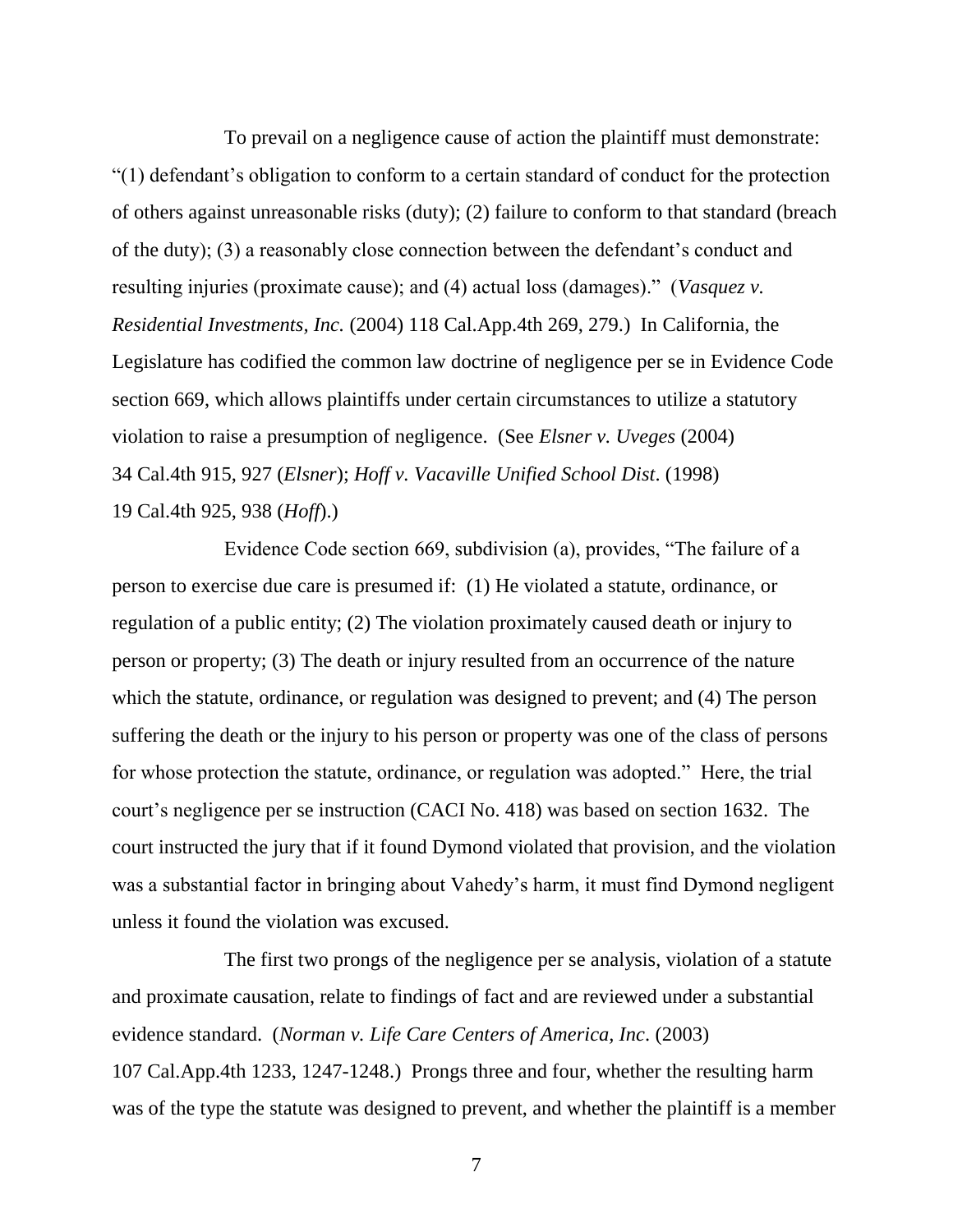To prevail on a negligence cause of action the plaintiff must demonstrate: "(1) defendant's obligation to conform to a certain standard of conduct for the protection of others against unreasonable risks (duty); (2) failure to conform to that standard (breach of the duty); (3) a reasonably close connection between the defendant's conduct and resulting injuries (proximate cause); and (4) actual loss (damages)." (*Vasquez v. Residential Investments, Inc.* (2004) 118 Cal.App.4th 269, 279.) In California, the Legislature has codified the common law doctrine of negligence per se in Evidence Code section 669, which allows plaintiffs under certain circumstances to utilize a statutory violation to raise a presumption of negligence. (See *Elsner v. Uveges* (2004) 34 Cal.4th 915, 927 (*Elsner*); *Hoff v. Vacaville Unified School Dist*. (1998) 19 Cal.4th 925, 938 (*Hoff*).)

Evidence Code section 669, subdivision (a), provides, "The failure of a person to exercise due care is presumed if: (1) He violated a statute, ordinance, or regulation of a public entity; (2) The violation proximately caused death or injury to person or property; (3) The death or injury resulted from an occurrence of the nature which the statute, ordinance, or regulation was designed to prevent; and (4) The person suffering the death or the injury to his person or property was one of the class of persons for whose protection the statute, ordinance, or regulation was adopted." Here, the trial court's negligence per se instruction (CACI No. 418) was based on section 1632. The court instructed the jury that if it found Dymond violated that provision, and the violation was a substantial factor in bringing about Vahedy's harm, it must find Dymond negligent unless it found the violation was excused.

The first two prongs of the negligence per se analysis, violation of a statute and proximate causation, relate to findings of fact and are reviewed under a substantial evidence standard. (*Norman v. Life Care Centers of America, Inc*. (2003) 107 Cal.App.4th 1233, 1247-1248.) Prongs three and four, whether the resulting harm was of the type the statute was designed to prevent, and whether the plaintiff is a member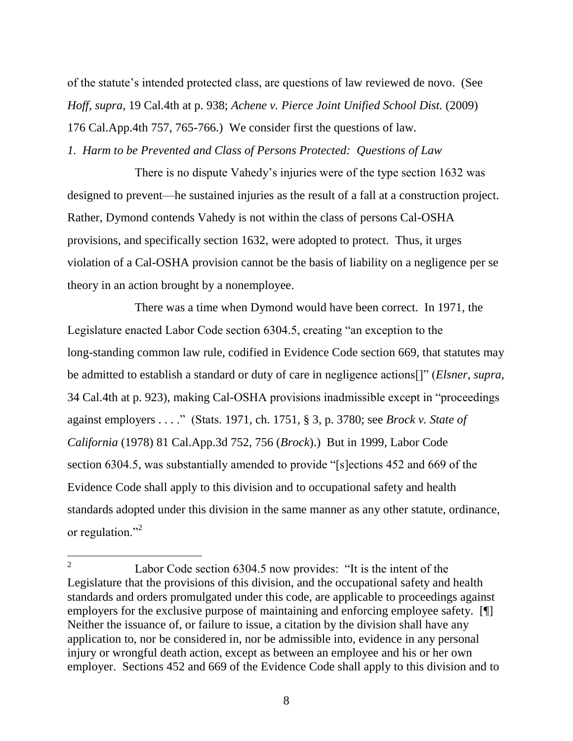of the statute's intended protected class, are questions of law reviewed de novo. (See *Hoff, supra,* 19 Cal.4th at p. 938; *Achene v. Pierce Joint Unified School Dist.* (2009) 176 Cal.App.4th 757, 765-766.) We consider first the questions of law.

*1. Harm to be Prevented and Class of Persons Protected: Questions of Law*

There is no dispute Vahedy's injuries were of the type section 1632 was designed to prevent—he sustained injuries as the result of a fall at a construction project. Rather, Dymond contends Vahedy is not within the class of persons Cal-OSHA provisions, and specifically section 1632, were adopted to protect. Thus, it urges violation of a Cal-OSHA provision cannot be the basis of liability on a negligence per se theory in an action brought by a nonemployee.

There was a time when Dymond would have been correct. In 1971, the Legislature enacted Labor Code section 6304.5, creating "an exception to the long-standing common law rule, codified in Evidence Code section 669, that statutes may be admitted to establish a standard or duty of care in negligence actions[]" (*Elsner, supra,* 34 Cal.4th at p. 923), making Cal-OSHA provisions inadmissible except in "proceedings against employers . . . ." (Stats. 1971, ch. 1751, § 3, p. 3780; see *Brock v. State of California* (1978) 81 Cal.App.3d 752, 756 (*Brock*).) But in 1999, Labor Code section 6304.5, was substantially amended to provide "[s]ections 452 and 669 of the Evidence Code shall apply to this division and to occupational safety and health standards adopted under this division in the same manner as any other statute, ordinance, or regulation."[2]

---

[2] Labor Code section 6304.5 now provides: "It is the intent of the Legislature that the provisions of this division, and the occupational safety and health standards and orders promulgated under this code, are applicable to proceedings against employers for the exclusive purpose of maintaining and enforcing employee safety. [¶] Neither the issuance of, or failure to issue, a citation by the division shall have any application to, nor be considered in, nor be admissible into, evidence in any personal injury or wrongful death action, except as between an employee and his or her own employer. Sections 452 and 669 of the Evidence Code shall apply to this division and to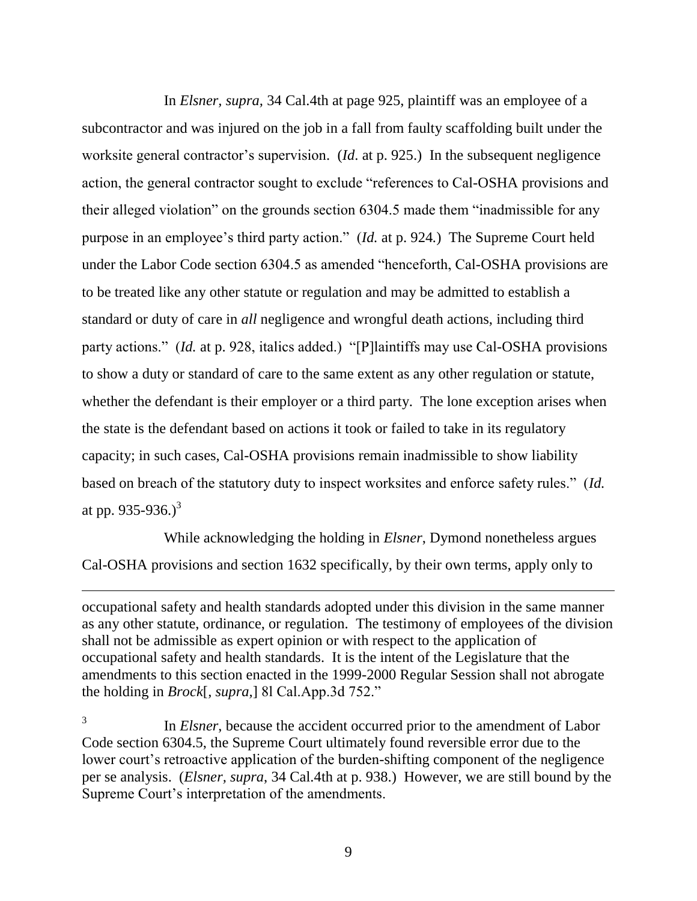In *Elsner*, *supra*, 34 Cal.4th at page 925, plaintiff was an employee of a subcontractor and was injured on the job in a fall from faulty scaffolding built under the worksite general contractor's supervision. (*Id*. at p. 925.) In the subsequent negligence action, the general contractor sought to exclude "references to Cal-OSHA provisions and their alleged violation" on the grounds section 6304.5 made them "inadmissible for any purpose in an employee's third party action." (*Id.* at p. 924.) The Supreme Court held under the Labor Code section 6304.5 as amended "henceforth, Cal-OSHA provisions are to be treated like any other statute or regulation and may be admitted to establish a standard or duty of care in *all* negligence and wrongful death actions, including third party actions." (*Id.* at p. 928, italics added.) "[P]laintiffs may use Cal-OSHA provisions to show a duty or standard of care to the same extent as any other regulation or statute, whether the defendant is their employer or a third party. The lone exception arises when the state is the defendant based on actions it took or failed to take in its regulatory capacity; in such cases, Cal-OSHA provisions remain inadmissible to show liability based on breach of the statutory duty to inspect worksites and enforce safety rules." (*Id.* at pp. 935-936.)[3]

While acknowledging the holding in *Elsner*, Dymond nonetheless argues Cal-OSHA provisions and section 1632 specifically, by their own terms, apply only to

---

occupational safety and health standards adopted under this division in the same manner as any other statute, ordinance, or regulation. The testimony of employees of the division shall not be admissible as expert opinion or with respect to the application of occupational safety and health standards. It is the intent of the Legislature that the amendments to this section enacted in the 1999-2000 Regular Session shall not abrogate the holding in *Brock*[*, supra,*] 8l Cal.App.3d 752."

[3] In *Elsner*, because the accident occurred prior to the amendment of Labor Code section 6304.5, the Supreme Court ultimately found reversible error due to the lower court's retroactive application of the burden-shifting component of the negligence per se analysis. (*Elsner, supra*, 34 Cal.4th at p. 938.) However, we are still bound by the Supreme Court's interpretation of the amendments.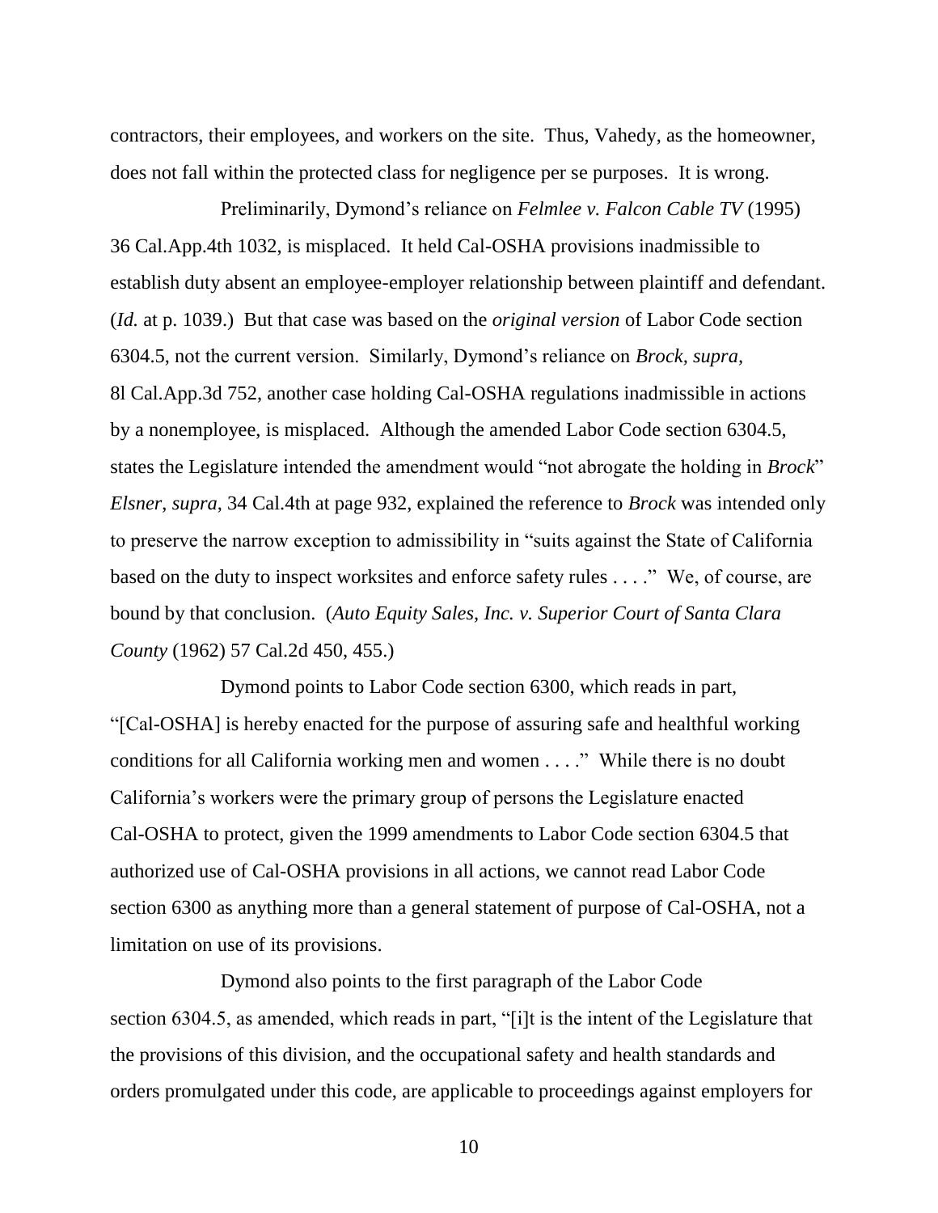contractors, their employees, and workers on the site. Thus, Vahedy, as the homeowner, does not fall within the protected class for negligence per se purposes. It is wrong.

Preliminarily, Dymond's reliance on *Felmlee v. Falcon Cable TV* (1995) 36 Cal.App.4th 1032, is misplaced. It held Cal-OSHA provisions inadmissible to establish duty absent an employee-employer relationship between plaintiff and defendant. (*Id.* at p. 1039.) But that case was based on the *original version* of Labor Code section 6304.5, not the current version. Similarly, Dymond's reliance on *Brock, supra,* 8l Cal.App.3d 752, another case holding Cal-OSHA regulations inadmissible in actions by a nonemployee, is misplaced. Although the amended Labor Code section 6304.5, states the Legislature intended the amendment would "not abrogate the holding in *Brock*" *Elsner*, *supra*, 34 Cal.4th at page 932, explained the reference to *Brock* was intended only to preserve the narrow exception to admissibility in "suits against the State of California based on the duty to inspect worksites and enforce safety rules . . . ." We, of course, are bound by that conclusion. (*Auto Equity Sales, Inc. v. Superior Court of Santa Clara County* (1962) 57 Cal.2d 450, 455.)

Dymond points to Labor Code section 6300, which reads in part, "[Cal-OSHA] is hereby enacted for the purpose of assuring safe and healthful working conditions for all California working men and women . . . ." While there is no doubt California's workers were the primary group of persons the Legislature enacted Cal-OSHA to protect, given the 1999 amendments to Labor Code section 6304.5 that authorized use of Cal-OSHA provisions in all actions, we cannot read Labor Code section 6300 as anything more than a general statement of purpose of Cal-OSHA, not a limitation on use of its provisions.

Dymond also points to the first paragraph of the Labor Code section 6304.5, as amended, which reads in part, "[i]t is the intent of the Legislature that the provisions of this division, and the occupational safety and health standards and orders promulgated under this code, are applicable to proceedings against employers for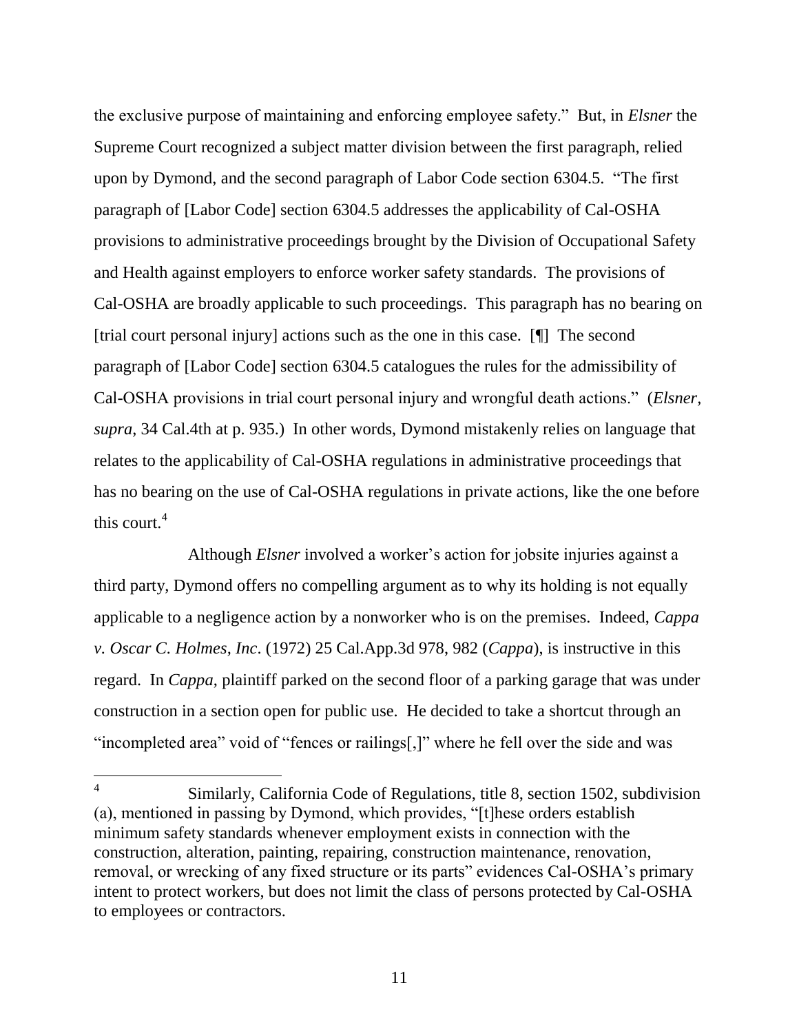the exclusive purpose of maintaining and enforcing employee safety." But, in *Elsner* the Supreme Court recognized a subject matter division between the first paragraph, relied upon by Dymond, and the second paragraph of Labor Code section 6304.5. "The first paragraph of [Labor Code] section 6304.5 addresses the applicability of Cal-OSHA provisions to administrative proceedings brought by the Division of Occupational Safety and Health against employers to enforce worker safety standards. The provisions of Cal-OSHA are broadly applicable to such proceedings. This paragraph has no bearing on [trial court personal injury] actions such as the one in this case. [¶] The second paragraph of [Labor Code] section 6304.5 catalogues the rules for the admissibility of Cal-OSHA provisions in trial court personal injury and wrongful death actions." (*Elsner, supra,* 34 Cal.4th at p. 935.) In other words, Dymond mistakenly relies on language that relates to the applicability of Cal-OSHA regulations in administrative proceedings that has no bearing on the use of Cal-OSHA regulations in private actions, like the one before this court.[4]

Although *Elsner* involved a worker's action for jobsite injuries against a third party, Dymond offers no compelling argument as to why its holding is not equally applicable to a negligence action by a nonworker who is on the premises. Indeed, *Cappa v. Oscar C. Holmes, Inc*. (1972) 25 Cal.App.3d 978, 982 (*Cappa*), is instructive in this regard. In *Cappa*, plaintiff parked on the second floor of a parking garage that was under construction in a section open for public use. He decided to take a shortcut through an "incompleted area" void of "fences or railings[,]" where he fell over the side and was

---

[4] Similarly, California Code of Regulations, title 8, section 1502, subdivision (a), mentioned in passing by Dymond, which provides, "[t]hese orders establish minimum safety standards whenever employment exists in connection with the construction, alteration, painting, repairing, construction maintenance, renovation, removal, or wrecking of any fixed structure or its parts" evidences Cal-OSHA's primary intent to protect workers, but does not limit the class of persons protected by Cal-OSHA to employees or contractors.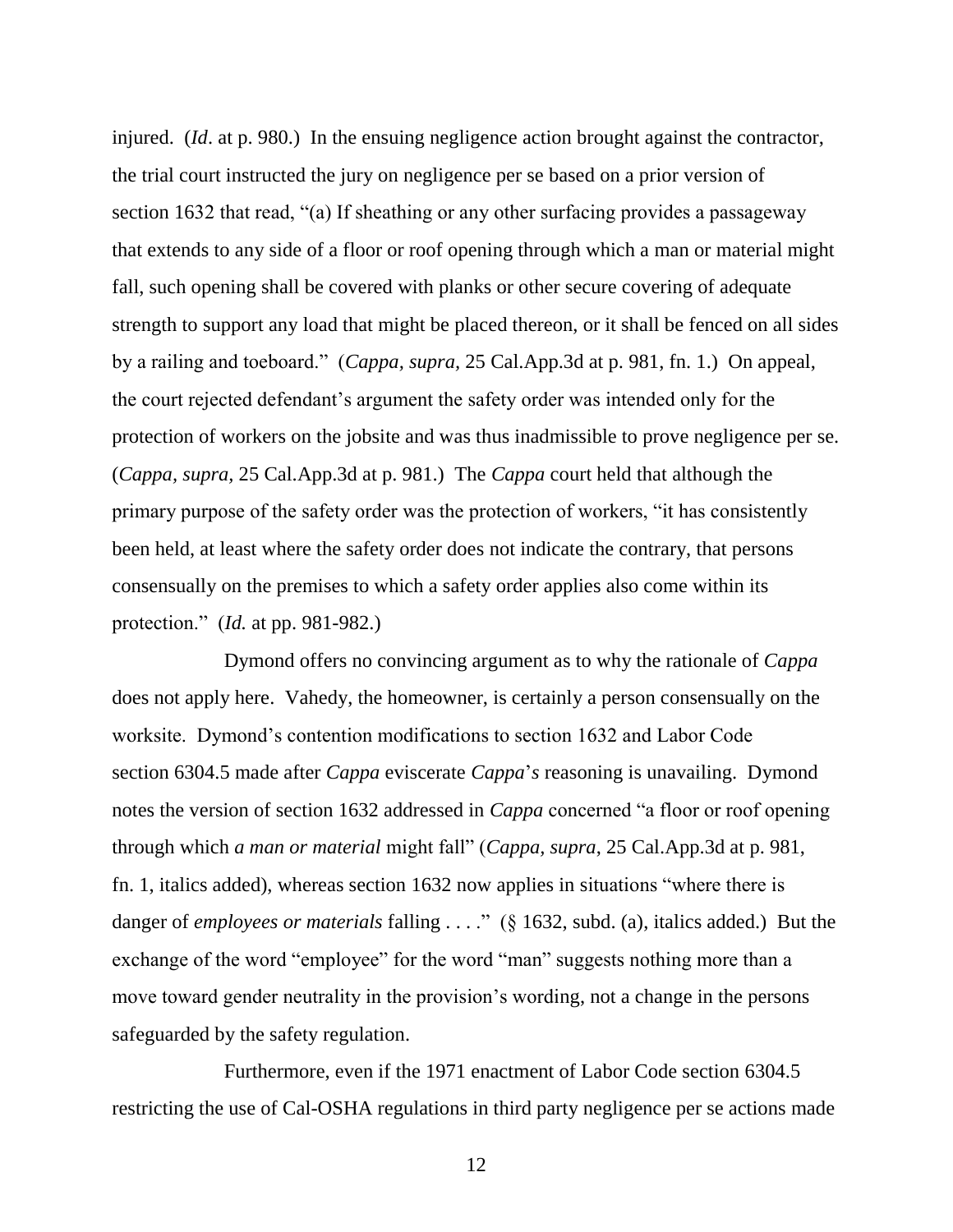injured. (*Id*. at p. 980.) In the ensuing negligence action brought against the contractor, the trial court instructed the jury on negligence per se based on a prior version of section 1632 that read, "(a) If sheathing or any other surfacing provides a passageway that extends to any side of a floor or roof opening through which a man or material might fall, such opening shall be covered with planks or other secure covering of adequate strength to support any load that might be placed thereon, or it shall be fenced on all sides by a railing and toeboard." (*Cappa, supra,* 25 Cal.App.3d at p. 981, fn. 1.) On appeal, the court rejected defendant's argument the safety order was intended only for the protection of workers on the jobsite and was thus inadmissible to prove negligence per se. (*Cappa*, *supra*, 25 Cal.App.3d at p. 981.) The *Cappa* court held that although the primary purpose of the safety order was the protection of workers, "it has consistently been held, at least where the safety order does not indicate the contrary, that persons consensually on the premises to which a safety order applies also come within its protection." (*Id.* at pp. 981-982.)

Dymond offers no convincing argument as to why the rationale of *Cappa* does not apply here. Vahedy, the homeowner, is certainly a person consensually on the worksite. Dymond's contention modifications to section 1632 and Labor Code section 6304.5 made after *Cappa* eviscerate *Cappa*'*s* reasoning is unavailing. Dymond notes the version of section 1632 addressed in *Cappa* concerned "a floor or roof opening through which *a man or material* might fall" (*Cappa, supra*, 25 Cal.App.3d at p. 981, fn. 1, italics added), whereas section 1632 now applies in situations "where there is danger of *employees or materials* falling . . . ." (§ 1632, subd. (a), italics added.) But the exchange of the word "employee" for the word "man" suggests nothing more than a move toward gender neutrality in the provision's wording, not a change in the persons safeguarded by the safety regulation.

Furthermore, even if the 1971 enactment of Labor Code section 6304.5 restricting the use of Cal-OSHA regulations in third party negligence per se actions made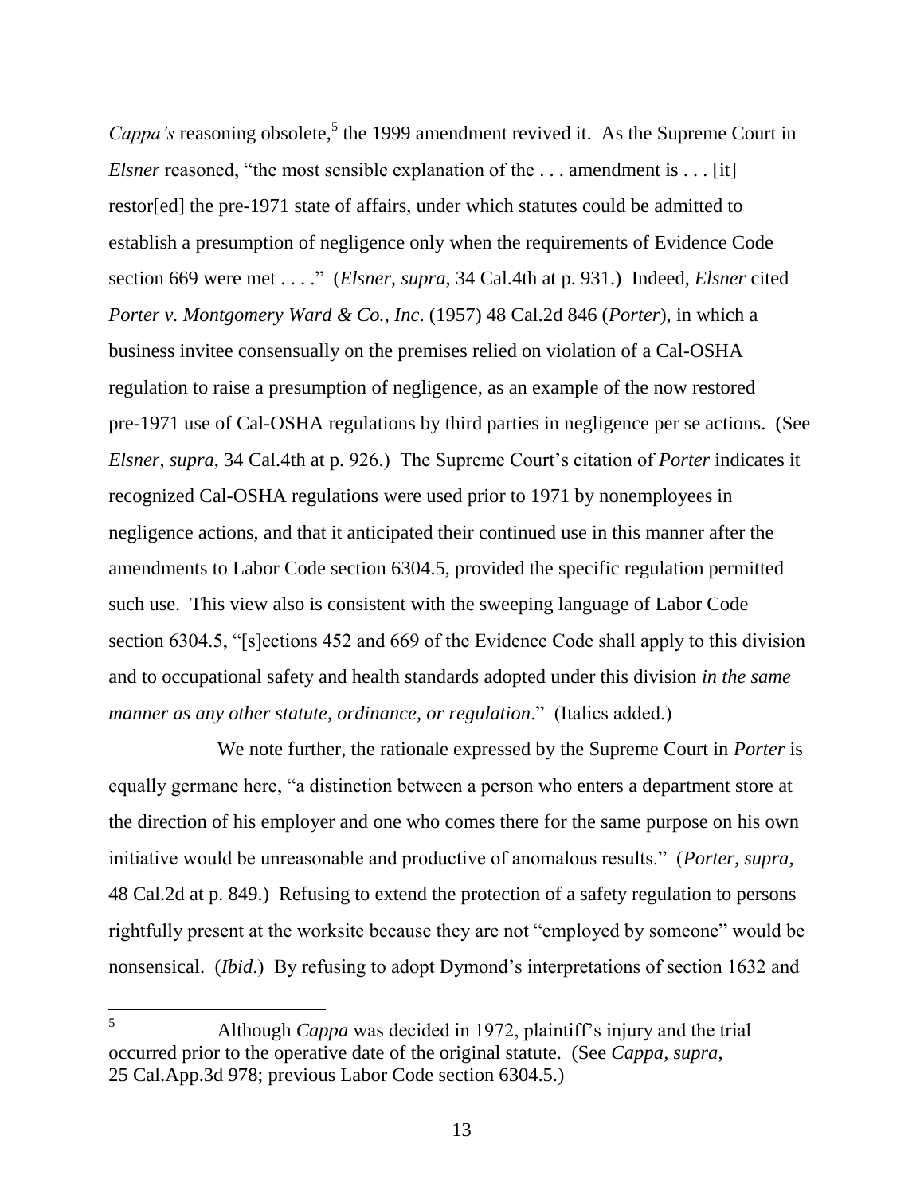*Cappa's* reasoning obsolete,[5] the 1999 amendment revived it. As the Supreme Court in *Elsner* reasoned, "the most sensible explanation of the . . . amendment is . . . [it] restor[ed] the pre-1971 state of affairs, under which statutes could be admitted to establish a presumption of negligence only when the requirements of Evidence Code section 669 were met . . . ." (*Elsner*, *supra*, 34 Cal.4th at p. 931.) Indeed, *Elsner* cited *Porter v. Montgomery Ward & Co., Inc*. (1957) 48 Cal.2d 846 (*Porter*), in which a business invitee consensually on the premises relied on violation of a Cal-OSHA regulation to raise a presumption of negligence, as an example of the now restored pre-1971 use of Cal-OSHA regulations by third parties in negligence per se actions. (See *Elsner, supra*, 34 Cal.4th at p. 926.) The Supreme Court's citation of *Porter* indicates it recognized Cal-OSHA regulations were used prior to 1971 by nonemployees in negligence actions, and that it anticipated their continued use in this manner after the amendments to Labor Code section 6304.5, provided the specific regulation permitted such use. This view also is consistent with the sweeping language of Labor Code section 6304.5, "[s]ections 452 and 669 of the Evidence Code shall apply to this division and to occupational safety and health standards adopted under this division *in the same manner as any other statute, ordinance, or regulation*." (Italics added.)

We note further, the rationale expressed by the Supreme Court in *Porter* is equally germane here, "a distinction between a person who enters a department store at the direction of his employer and one who comes there for the same purpose on his own initiative would be unreasonable and productive of anomalous results." (*Porter, supra*, 48 Cal.2d at p. 849.) Refusing to extend the protection of a safety regulation to persons rightfully present at the worksite because they are not "employed by someone" would be nonsensical. (*Ibid*.) By refusing to adopt Dymond's interpretations of section 1632 and

---

[5] Although *Cappa* was decided in 1972, plaintiff's injury and the trial occurred prior to the operative date of the original statute. (See *Cappa*, *supra*, 25 Cal.App.3d 978; previous Labor Code section 6304.5.)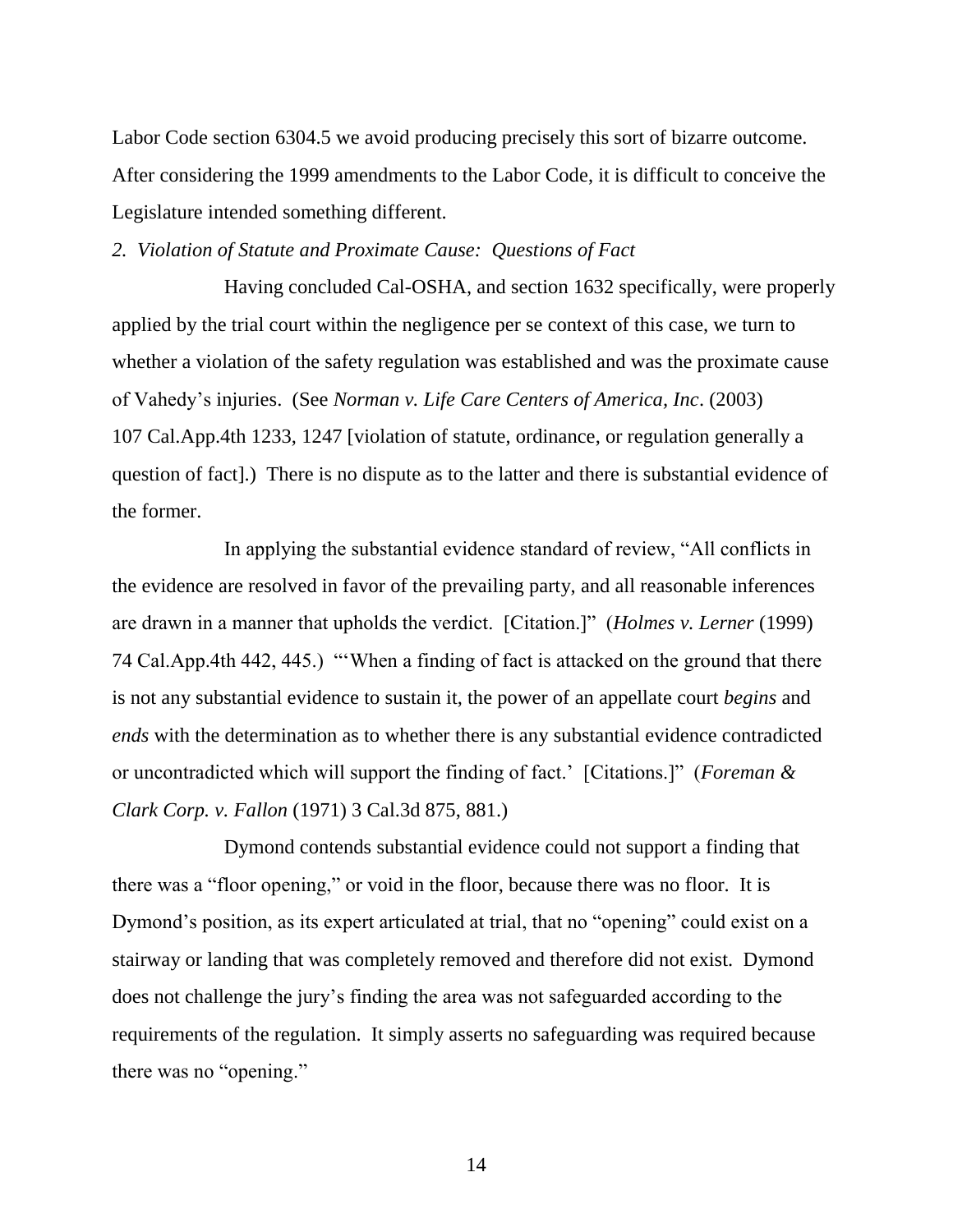Labor Code section 6304.5 we avoid producing precisely this sort of bizarre outcome. After considering the 1999 amendments to the Labor Code, it is difficult to conceive the Legislature intended something different.

*2. Violation of Statute and Proximate Cause: Questions of Fact*

Having concluded Cal-OSHA, and section 1632 specifically, were properly applied by the trial court within the negligence per se context of this case, we turn to whether a violation of the safety regulation was established and was the proximate cause of Vahedy's injuries. (See *Norman v. Life Care Centers of America, Inc*. (2003) 107 Cal.App.4th 1233, 1247 [violation of statute, ordinance, or regulation generally a question of fact].) There is no dispute as to the latter and there is substantial evidence of the former.

In applying the substantial evidence standard of review, "All conflicts in the evidence are resolved in favor of the prevailing party, and all reasonable inferences are drawn in a manner that upholds the verdict. [Citation.]" (*Holmes v. Lerner* (1999) 74 Cal.App.4th 442, 445.) "'When a finding of fact is attacked on the ground that there is not any substantial evidence to sustain it, the power of an appellate court *begins* and *ends* with the determination as to whether there is any substantial evidence contradicted or uncontradicted which will support the finding of fact.' [Citations.]" (*Foreman & Clark Corp. v. Fallon* (1971) 3 Cal.3d 875, 881.)

Dymond contends substantial evidence could not support a finding that there was a "floor opening," or void in the floor, because there was no floor. It is Dymond's position, as its expert articulated at trial, that no "opening" could exist on a stairway or landing that was completely removed and therefore did not exist. Dymond does not challenge the jury's finding the area was not safeguarded according to the requirements of the regulation. It simply asserts no safeguarding was required because there was no "opening."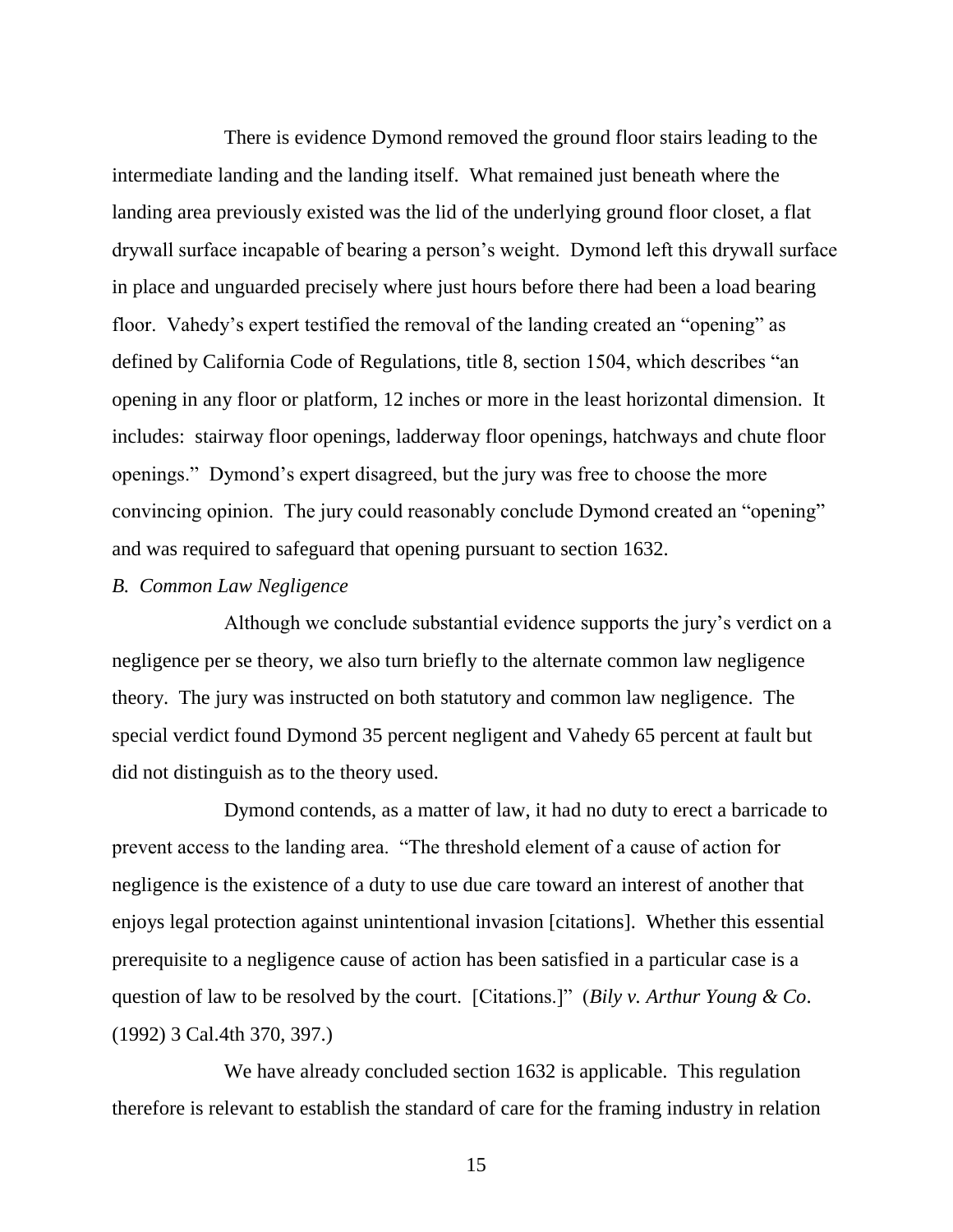There is evidence Dymond removed the ground floor stairs leading to the intermediate landing and the landing itself. What remained just beneath where the landing area previously existed was the lid of the underlying ground floor closet, a flat drywall surface incapable of bearing a person's weight. Dymond left this drywall surface in place and unguarded precisely where just hours before there had been a load bearing floor. Vahedy's expert testified the removal of the landing created an "opening" as defined by California Code of Regulations, title 8, section 1504, which describes "an opening in any floor or platform, 12 inches or more in the least horizontal dimension. It includes: stairway floor openings, ladderway floor openings, hatchways and chute floor openings." Dymond's expert disagreed, but the jury was free to choose the more convincing opinion. The jury could reasonably conclude Dymond created an "opening" and was required to safeguard that opening pursuant to section 1632.

*B. Common Law Negligence*

Although we conclude substantial evidence supports the jury's verdict on a negligence per se theory, we also turn briefly to the alternate common law negligence theory. The jury was instructed on both statutory and common law negligence. The special verdict found Dymond 35 percent negligent and Vahedy 65 percent at fault but did not distinguish as to the theory used.

Dymond contends, as a matter of law, it had no duty to erect a barricade to prevent access to the landing area. "The threshold element of a cause of action for negligence is the existence of a duty to use due care toward an interest of another that enjoys legal protection against unintentional invasion [citations]. Whether this essential prerequisite to a negligence cause of action has been satisfied in a particular case is a question of law to be resolved by the court. [Citations.]" (*Bily v. Arthur Young & Co*. (1992) 3 Cal.4th 370, 397.)

We have already concluded section 1632 is applicable. This regulation therefore is relevant to establish the standard of care for the framing industry in relation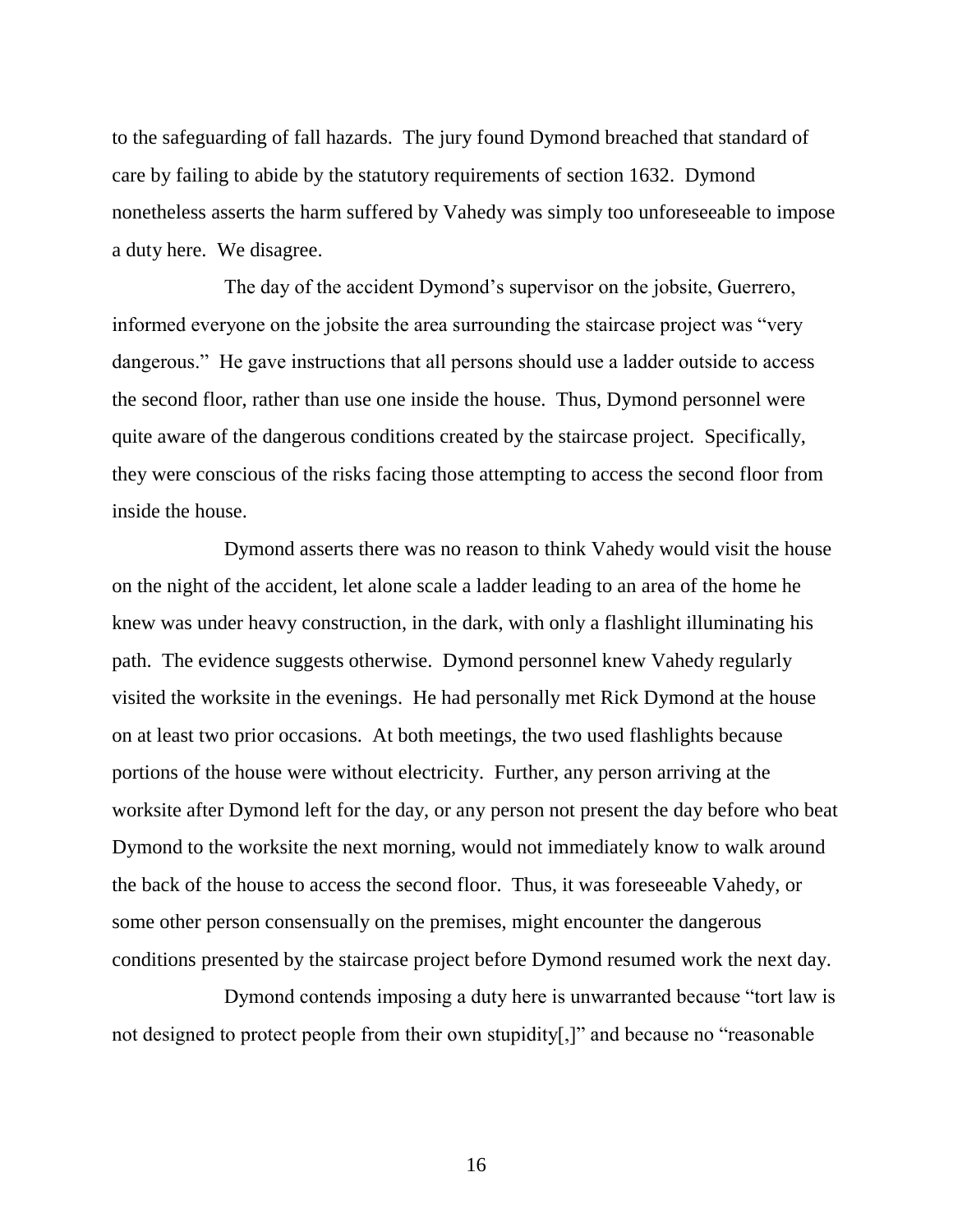to the safeguarding of fall hazards. The jury found Dymond breached that standard of care by failing to abide by the statutory requirements of section 1632. Dymond nonetheless asserts the harm suffered by Vahedy was simply too unforeseeable to impose a duty here. We disagree.

The day of the accident Dymond's supervisor on the jobsite, Guerrero, informed everyone on the jobsite the area surrounding the staircase project was "very dangerous." He gave instructions that all persons should use a ladder outside to access the second floor, rather than use one inside the house. Thus, Dymond personnel were quite aware of the dangerous conditions created by the staircase project. Specifically, they were conscious of the risks facing those attempting to access the second floor from inside the house.

Dymond asserts there was no reason to think Vahedy would visit the house on the night of the accident, let alone scale a ladder leading to an area of the home he knew was under heavy construction, in the dark, with only a flashlight illuminating his path. The evidence suggests otherwise. Dymond personnel knew Vahedy regularly visited the worksite in the evenings. He had personally met Rick Dymond at the house on at least two prior occasions. At both meetings, the two used flashlights because portions of the house were without electricity. Further, any person arriving at the worksite after Dymond left for the day, or any person not present the day before who beat Dymond to the worksite the next morning, would not immediately know to walk around the back of the house to access the second floor. Thus, it was foreseeable Vahedy, or some other person consensually on the premises, might encounter the dangerous conditions presented by the staircase project before Dymond resumed work the next day.

Dymond contends imposing a duty here is unwarranted because "tort law is not designed to protect people from their own stupidity[,]" and because no "reasonable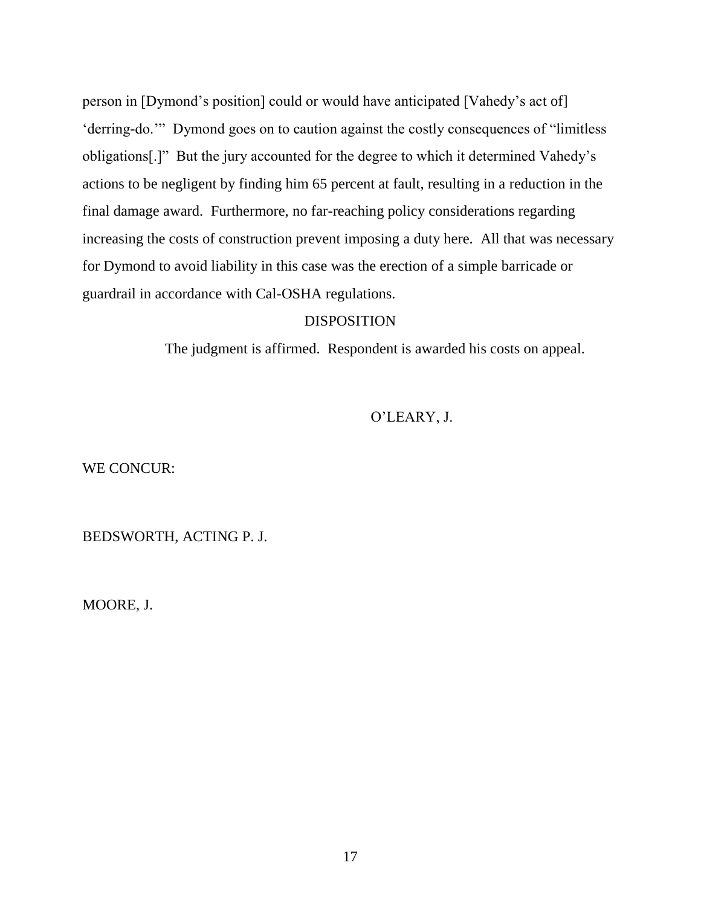person in [Dymond's position] could or would have anticipated [Vahedy's act of] 'derring-do.'" Dymond goes on to caution against the costly consequences of "limitless obligations[.]" But the jury accounted for the degree to which it determined Vahedy's actions to be negligent by finding him 65 percent at fault, resulting in a reduction in the final damage award. Furthermore, no far-reaching policy considerations regarding increasing the costs of construction prevent imposing a duty here. All that was necessary for Dymond to avoid liability in this case was the erection of a simple barricade or guardrail in accordance with Cal-OSHA regulations.

DISPOSITION

The judgment is affirmed. Respondent is awarded his costs on appeal.

O'LEARY, J.

WE CONCUR:

BEDSWORTH, ACTING P. J.

MOORE, J.